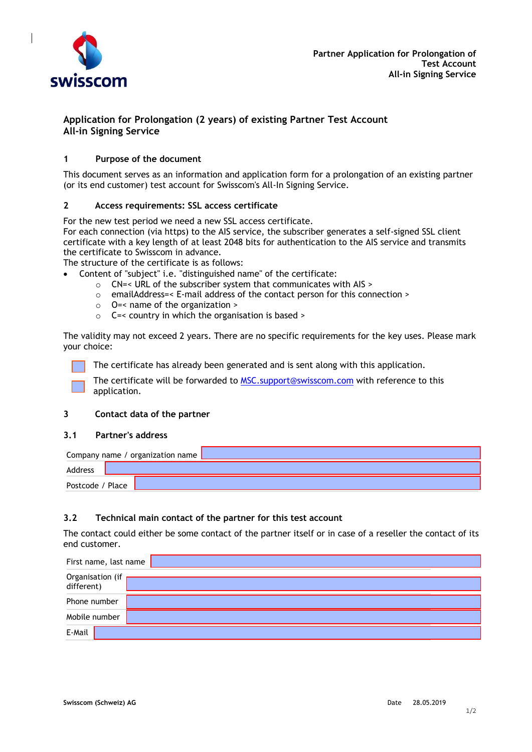Partner Application for Prolongation of Test Account All-in Signing Service

# Application for Prolongation (2 years) of existing Partner Test Account All-in Signing Service

## 1 Purpose of the document

This document serves as an information and application form for a prolongation of an existing partner (or its end customer) test account for Swisscom's All-In Signing Service.

## 2 Access requirements: SSL access certificate

For the new test period we need a new SSL access certificate.
For each connection (via https) to the AIS service, the subscriber generates a self-signed SSL client certificate with a key length of at least 2048 bits for authentication to the AIS service and transmits the certificate to Swisscom in advance.
The structure of the certificate is as follows:

- Content of "subject" i.e. "distinguished name" of the certificate:
  - CN=< URL of the subscriber system that communicates with AIS >
  - emailAddress=< E-mail address of the contact person for this connection >
  - O=< name of the organization >
  - C=< country in which the organisation is based >

The validity may not exceed 2 years. There are no specific requirements for the key uses. Please mark your choice:

- [ ] The certificate has already been generated and is sent along with this application.
- [ ] The certificate will be forwarded to MSC.support@swisscom.com with reference to this application.

## 3 Contact data of the partner

### 3.1 Partner's address

| | |
|---|---|
| Company name / organization name | |
| Address | |
| Postcode / Place | |

### 3.2 Technical main contact of the partner for this test account

The contact could either be some contact of the partner itself or in case of a reseller the contact of its end customer.

| | |
|---|---|
| First name, last name | |
| Organisation (if different) | |
| Phone number | |
| Mobile number | |
| E-Mail | |

Swisscom (Schweiz) AG

Date 28.05.2019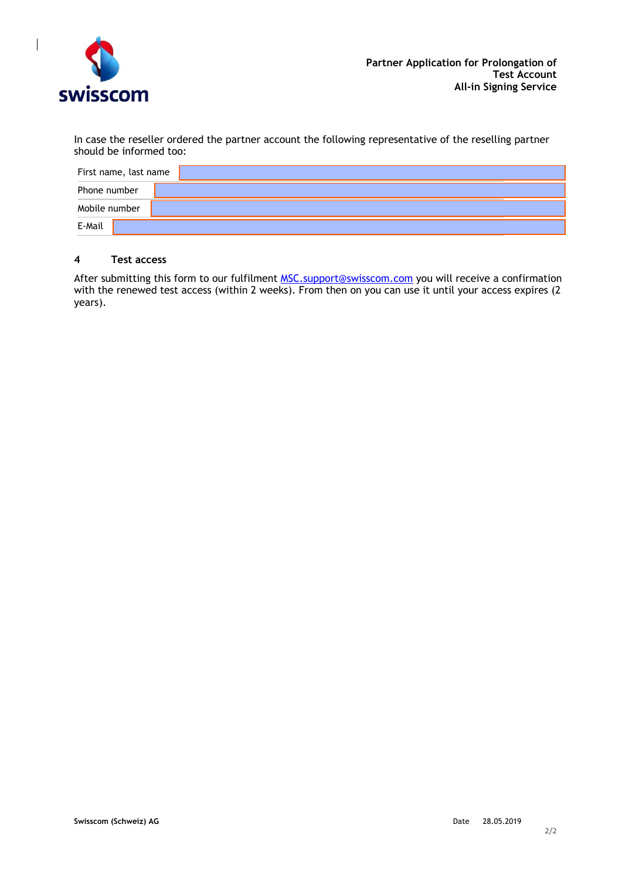In case the reseller ordered the partner account the following representative of the reselling partner should be informed too:

| | |
|---|---|
| First name, last name | |
| Phone number | |
| Mobile number | |
| E-Mail | |

## 4 Test access

After submitting this form to our fulfilment MSC.support@swisscom.com you will receive a confirmation with the renewed test access (within 2 weeks). From then on you can use it until your access expires (2 years).